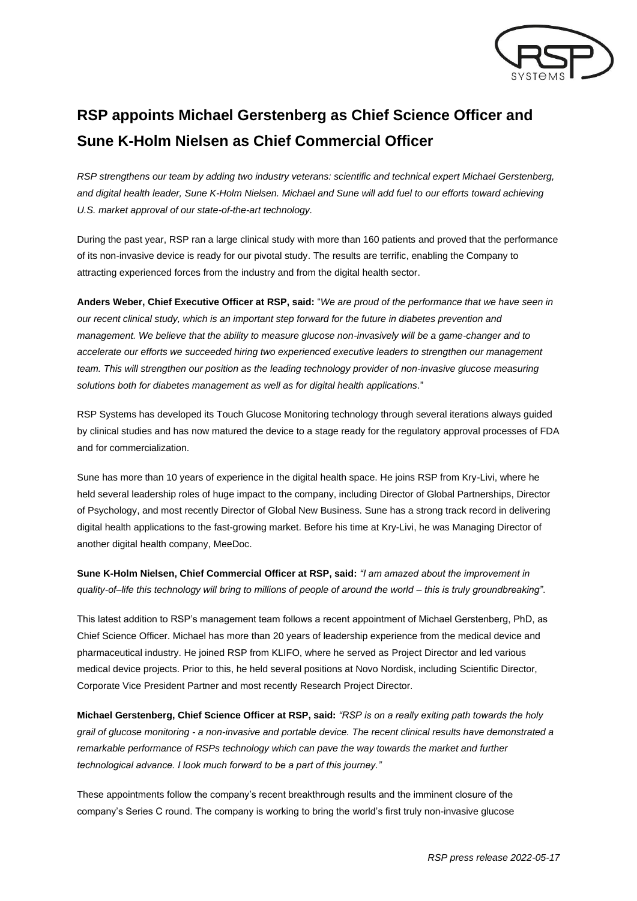# RSP appoints Michael Gerstenberg as Chief Science Officer and Sune K-Holm Nielsen as Chief Commercial Officer

*RSP strengthens our team by adding two industry veterans: scientific and technical expert Michael Gerstenberg, and digital health leader, Sune K-Holm Nielsen. Michael and Sune will add fuel to our efforts toward achieving U.S. market approval of our state-of-the-art technology.*

During the past year, RSP ran a large clinical study with more than 160 patients and proved that the performance of its non-invasive device is ready for our pivotal study. The results are terrific, enabling the Company to attracting experienced forces from the industry and from the digital health sector.

**Anders Weber, Chief Executive Officer at RSP, said:** "*We are proud of the performance that we have seen in our recent clinical study, which is an important step forward for the future in diabetes prevention and management. We believe that the ability to measure glucose non-invasively will be a game-changer and to accelerate our efforts we succeeded hiring two experienced executive leaders to strengthen our management team. This will strengthen our position as the leading technology provider of non-invasive glucose measuring solutions both for diabetes management as well as for digital health applications*."

RSP Systems has developed its Touch Glucose Monitoring technology through several iterations always guided by clinical studies and has now matured the device to a stage ready for the regulatory approval processes of FDA and for commercialization.

Sune has more than 10 years of experience in the digital health space. He joins RSP from Kry-Livi, where he held several leadership roles of huge impact to the company, including Director of Global Partnerships, Director of Psychology, and most recently Director of Global New Business. Sune has a strong track record in delivering digital health applications to the fast-growing market. Before his time at Kry-Livi, he was Managing Director of another digital health company, MeeDoc.

**Sune K-Holm Nielsen, Chief Commercial Officer at RSP, said:** *"I am amazed about the improvement in quality-of–life this technology will bring to millions of people of around the world – this is truly groundbreaking".*

This latest addition to RSP's management team follows a recent appointment of Michael Gerstenberg, PhD, as Chief Science Officer. Michael has more than 20 years of leadership experience from the medical device and pharmaceutical industry. He joined RSP from KLIFO, where he served as Project Director and led various medical device projects. Prior to this, he held several positions at Novo Nordisk, including Scientific Director, Corporate Vice President Partner and most recently Research Project Director.

**Michael Gerstenberg, Chief Science Officer at RSP, said:** *"RSP is on a really exiting path towards the holy grail of glucose monitoring - a non-invasive and portable device. The recent clinical results have demonstrated a remarkable performance of RSPs technology which can pave the way towards the market and further technological advance. I look much forward to be a part of this journey."*

These appointments follow the company's recent breakthrough results and the imminent closure of the company's Series C round. The company is working to bring the world's first truly non-invasive glucose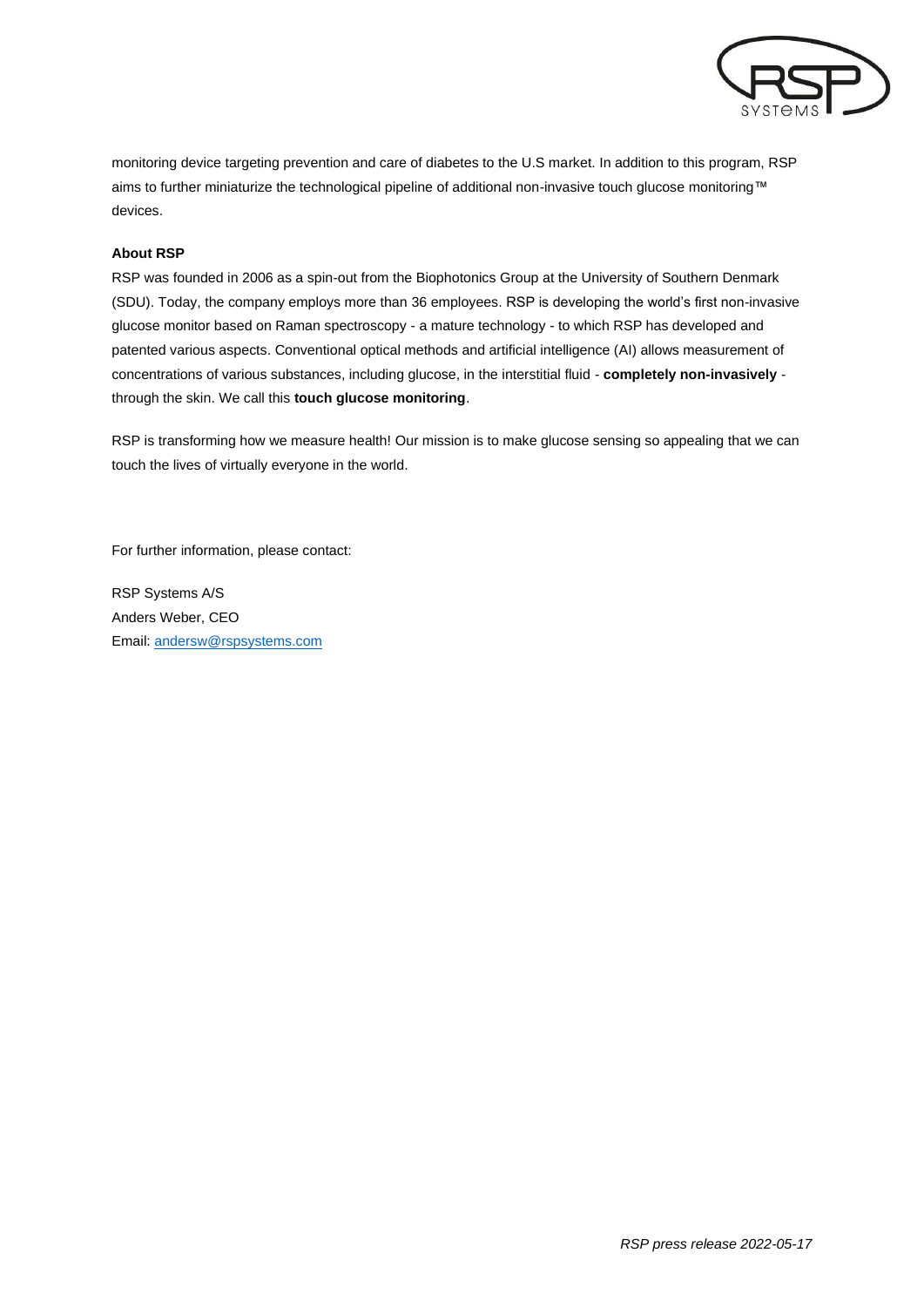monitoring device targeting prevention and care of diabetes to the U.S market. In addition to this program, RSP aims to further miniaturize the technological pipeline of additional non-invasive touch glucose monitoring™ devices.

**About RSP**

RSP was founded in 2006 as a spin-out from the Biophotonics Group at the University of Southern Denmark (SDU). Today, the company employs more than 36 employees. RSP is developing the world's first non-invasive glucose monitor based on Raman spectroscopy - a mature technology - to which RSP has developed and patented various aspects. Conventional optical methods and artificial intelligence (AI) allows measurement of concentrations of various substances, including glucose, in the interstitial fluid - **completely non-invasively** - through the skin. We call this **touch glucose monitoring**.

RSP is transforming how we measure health! Our mission is to make glucose sensing so appealing that we can touch the lives of virtually everyone in the world.

For further information, please contact:

RSP Systems A/S
Anders Weber, CEO
Email: [andersw@rspsystems.com](mailto:andersw@rspsystems.com)